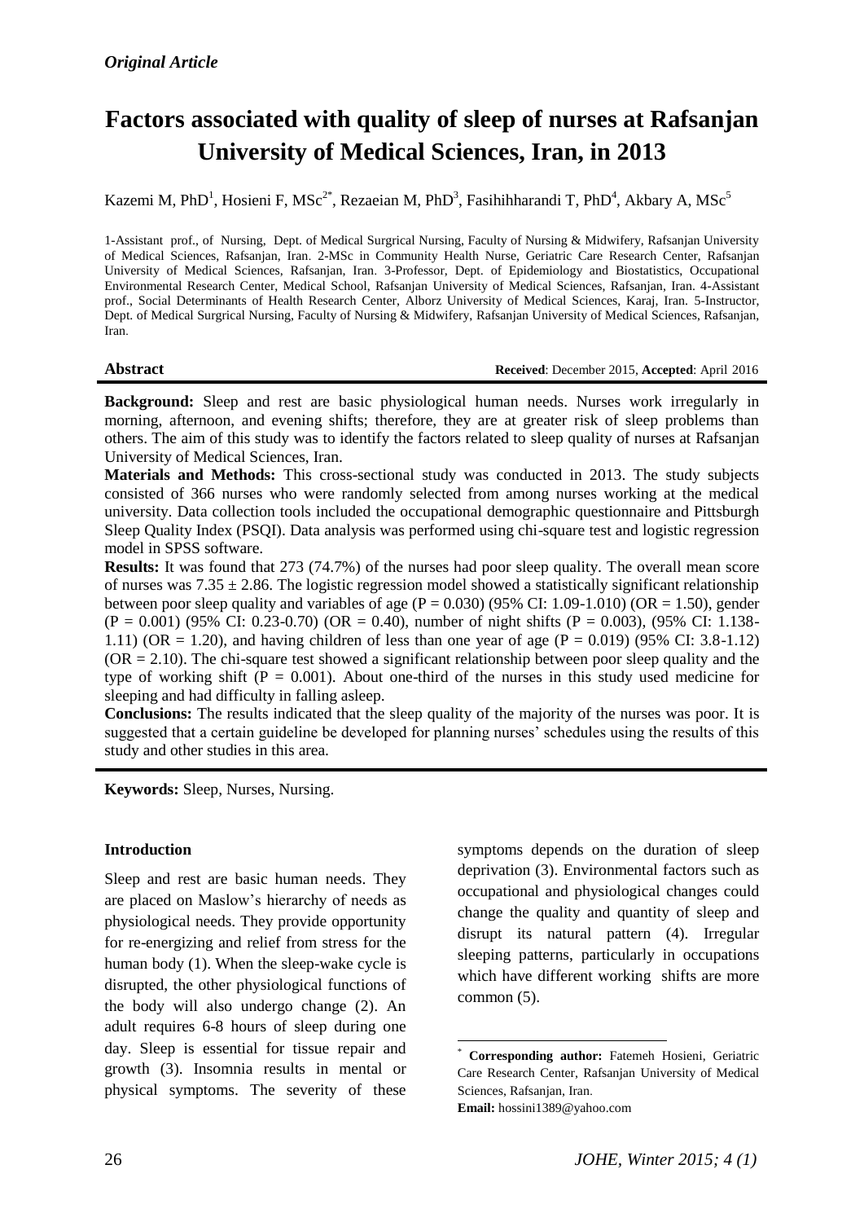*Original Article*

# Factors associated with quality of sleep of nurses at Rafsanjan University of Medical Sciences, Iran, in 2013

Kazemi M, PhD[1], Hosieni F, MSc[2*], Rezaeian M, PhD[3], Fasihihharandi T, PhD[4], Akbary A, MSc[5]

1-Assistant prof., of Nursing, Dept. of Medical Surgrical Nursing, Faculty of Nursing & Midwifery, Rafsanjan University of Medical Sciences, Rafsanjan, Iran. 2-MSc in Community Health Nurse, Geriatric Care Research Center, Rafsanjan University of Medical Sciences, Rafsanjan, Iran. 3-Professor, Dept. of Epidemiology and Biostatistics, Occupational Environmental Research Center, Medical School, Rafsanjan University of Medical Sciences, Rafsanjan, Iran. 4-Assistant prof., Social Determinants of Health Research Center, Alborz University of Medical Sciences, Karaj, Iran. 5-Instructor, Dept. of Medical Surgrical Nursing, Faculty of Nursing & Midwifery, Rafsanjan University of Medical Sciences, Rafsanjan, Iran.

**Abstract** **Received**: December 2015, **Accepted**: April 2016

**Background:** Sleep and rest are basic physiological human needs. Nurses work irregularly in morning, afternoon, and evening shifts; therefore, they are at greater risk of sleep problems than others. The aim of this study was to identify the factors related to sleep quality of nurses at Rafsanjan University of Medical Sciences, Iran.

**Materials and Methods:** This cross-sectional study was conducted in 2013. The study subjects consisted of 366 nurses who were randomly selected from among nurses working at the medical university. Data collection tools included the occupational demographic questionnaire and Pittsburgh Sleep Quality Index (PSQI). Data analysis was performed using chi-square test and logistic regression model in SPSS software.

**Results:** It was found that 273 (74.7%) of the nurses had poor sleep quality. The overall mean score of nurses was $7.35 \pm 2.86$. The logistic regression model showed a statistically significant relationship between poor sleep quality and variables of age ($P = 0.030$) (95% CI: 1.09-1.010) (OR = 1.50), gender ($P = 0.001$) (95% CI: 0.23-0.70) (OR = 0.40), number of night shifts ($P = 0.003$), (95% CI: 1.138-1.11) (OR = 1.20), and having children of less than one year of age ($P = 0.019$) (95% CI: 3.8-1.12) (OR = 2.10). The chi-square test showed a significant relationship between poor sleep quality and the type of working shift ($P = 0.001$). About one-third of the nurses in this study used medicine for sleeping and had difficulty in falling asleep.

**Conclusions:** The results indicated that the sleep quality of the majority of the nurses was poor. It is suggested that a certain guideline be developed for planning nurses' schedules using the results of this study and other studies in this area.

**Keywords:** Sleep, Nurses, Nursing.

## Introduction

Sleep and rest are basic human needs. They are placed on Maslow's hierarchy of needs as physiological needs. They provide opportunity for re-energizing and relief from stress for the human body (1). When the sleep-wake cycle is disrupted, the other physiological functions of the body will also undergo change (2). An adult requires 6-8 hours of sleep during one day. Sleep is essential for tissue repair and growth (3). Insomnia results in mental or physical symptoms. The severity of these symptoms depends on the duration of sleep deprivation (3). Environmental factors such as occupational and physiological changes could change the quality and quantity of sleep and disrupt its natural pattern (4). Irregular sleeping patterns, particularly in occupations which have different working shifts are more common (5).

\* **Corresponding author:** Fatemeh Hosieni, Geriatric Care Research Center, Rafsanjan University of Medical Sciences, Rafsanjan, Iran.
**Email:** hossini1389@yahoo.com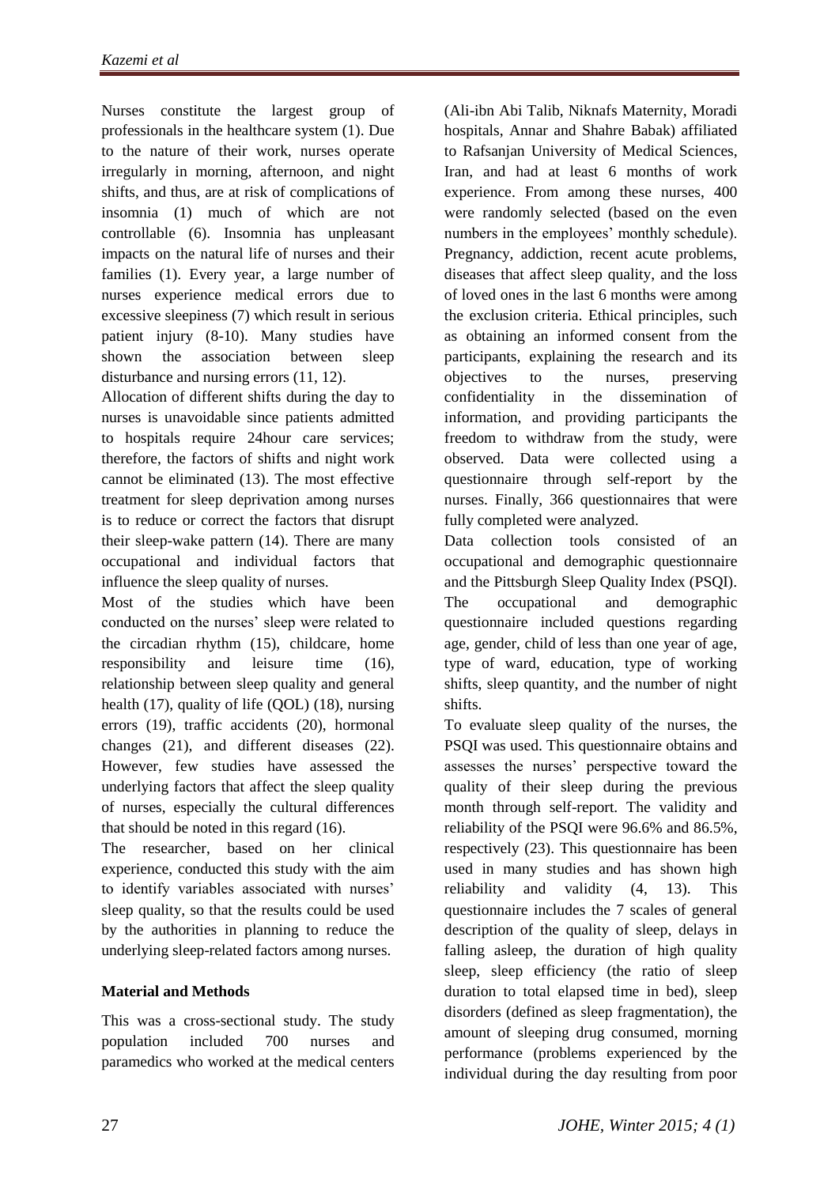Nurses constitute the largest group of professionals in the healthcare system (1). Due to the nature of their work, nurses operate irregularly in morning, afternoon, and night shifts, and thus, are at risk of complications of insomnia (1) much of which are not controllable (6). Insomnia has unpleasant impacts on the natural life of nurses and their families (1). Every year, a large number of nurses experience medical errors due to excessive sleepiness (7) which result in serious patient injury (8-10). Many studies have shown the association between sleep disturbance and nursing errors (11, 12).

Allocation of different shifts during the day to nurses is unavoidable since patients admitted to hospitals require 24hour care services; therefore, the factors of shifts and night work cannot be eliminated (13). The most effective treatment for sleep deprivation among nurses is to reduce or correct the factors that disrupt their sleep-wake pattern (14). There are many occupational and individual factors that influence the sleep quality of nurses.

Most of the studies which have been conducted on the nurses' sleep were related to the circadian rhythm (15), childcare, home responsibility and leisure time (16), relationship between sleep quality and general health (17), quality of life (QOL) (18), nursing errors (19), traffic accidents (20), hormonal changes (21), and different diseases (22). However, few studies have assessed the underlying factors that affect the sleep quality of nurses, especially the cultural differences that should be noted in this regard (16).

The researcher, based on her clinical experience, conducted this study with the aim to identify variables associated with nurses' sleep quality, so that the results could be used by the authorities in planning to reduce the underlying sleep-related factors among nurses.

## Material and Methods

This was a cross-sectional study. The study population included 700 nurses and paramedics who worked at the medical centers (Ali-ibn Abi Talib, Niknafs Maternity, Moradi hospitals, Annar and Shahre Babak) affiliated to Rafsanjan University of Medical Sciences, Iran, and had at least 6 months of work experience. From among these nurses, 400 were randomly selected (based on the even numbers in the employees' monthly schedule). Pregnancy, addiction, recent acute problems, diseases that affect sleep quality, and the loss of loved ones in the last 6 months were among the exclusion criteria. Ethical principles, such as obtaining an informed consent from the participants, explaining the research and its objectives to the nurses, preserving confidentiality in the dissemination of information, and providing participants the freedom to withdraw from the study, were observed. Data were collected using a questionnaire through self-report by the nurses. Finally, 366 questionnaires that were fully completed were analyzed.

Data collection tools consisted of an occupational and demographic questionnaire and the Pittsburgh Sleep Quality Index (PSQI). The occupational and demographic questionnaire included questions regarding age, gender, child of less than one year of age, type of ward, education, type of working shifts, sleep quantity, and the number of night shifts.

To evaluate sleep quality of the nurses, the PSQI was used. This questionnaire obtains and assesses the nurses' perspective toward the quality of their sleep during the previous month through self-report. The validity and reliability of the PSQI were 96.6% and 86.5%, respectively (23). This questionnaire has been used in many studies and has shown high reliability and validity (4, 13). This questionnaire includes the 7 scales of general description of the quality of sleep, delays in falling asleep, the duration of high quality sleep, sleep efficiency (the ratio of sleep duration to total elapsed time in bed), sleep disorders (defined as sleep fragmentation), the amount of sleeping drug consumed, morning performance (problems experienced by the individual during the day resulting from poor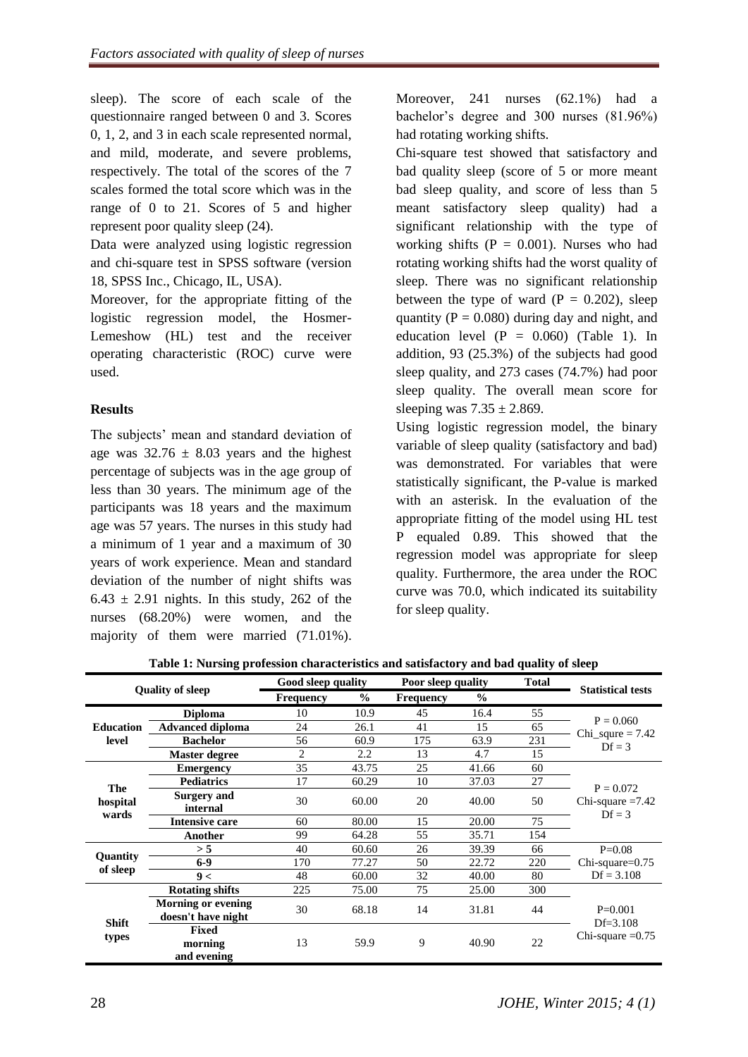sleep). The score of each scale of the questionnaire ranged between 0 and 3. Scores 0, 1, 2, and 3 in each scale represented normal, and mild, moderate, and severe problems, respectively. The total of the scores of the 7 scales formed the total score which was in the range of 0 to 21. Scores of 5 and higher represent poor quality sleep (24).

Data were analyzed using logistic regression and chi-square test in SPSS software (version 18, SPSS Inc., Chicago, IL, USA).

Moreover, for the appropriate fitting of the logistic regression model, the Hosmer-Lemeshow (HL) test and the receiver operating characteristic (ROC) curve were used.

## Results

The subjects' mean and standard deviation of age was $32.76 \pm 8.03$ years and the highest percentage of subjects was in the age group of less than 30 years. The minimum age of the participants was 18 years and the maximum age was 57 years. The nurses in this study had a minimum of 1 year and a maximum of 30 years of work experience. Mean and standard deviation of the number of night shifts was $6.43 \pm 2.91$ nights. In this study, 262 of the nurses (68.20%) were women, and the majority of them were married (71.01%). Moreover, 241 nurses (62.1%) had a bachelor's degree and 300 nurses (81.96%) had rotating working shifts.

Chi-square test showed that satisfactory and bad quality sleep (score of 5 or more meant bad sleep quality, and score of less than 5 meant satisfactory sleep quality) had a significant relationship with the type of working shifts ($P = 0.001$). Nurses who had rotating working shifts had the worst quality of sleep. There was no significant relationship between the type of ward ($P = 0.202$), sleep quantity ($P = 0.080$) during day and night, and education level ($P = 0.060$) (Table 1). In addition, 93 (25.3%) of the subjects had good sleep quality, and 273 cases (74.7%) had poor sleep quality. The overall mean score for sleeping was $7.35 \pm 2.869$.

Using logistic regression model, the binary variable of sleep quality (satisfactory and bad) was demonstrated. For variables that were statistically significant, the P-value is marked with an asterisk. In the evaluation of the appropriate fitting of the model using HL test P equaled 0.89. This showed that the regression model was appropriate for sleep quality. Furthermore, the area under the ROC curve was 70.0, which indicated its suitability for sleep quality.

**Table 1: Nursing profession characteristics and satisfactory and bad quality of sleep**

| Quality of sleep | | Good sleep quality | | Poor sleep quality | | Total | Statistical tests |
|---|---|---|---|---|---|---|---|
| | | Frequency | % | Frequency | % | | |
| Education level | Diploma | 10 | 10.9 | 45 | 16.4 | 55 | P = 0.060<br>Chi_squre = 7.42<br>Df = 3 |
| | Advanced diploma | 24 | 26.1 | 41 | 15 | 65 | |
| | Bachelor | 56 | 60.9 | 175 | 63.9 | 231 | |
| | Master degree | 2 | 2.2 | 13 | 4.7 | 15 | |
| The hospital wards | Emergency | 35 | 43.75 | 25 | 41.66 | 60 | P = 0.072<br>Chi-square =7.42<br>Df = 3 |
| | Pediatrics | 17 | 60.29 | 10 | 37.03 | 27 | |
| | Surgery and internal | 30 | 60.00 | 20 | 40.00 | 50 | |
| | Intensive care | 60 | 80.00 | 15 | 20.00 | 75 | |
| | Another | 99 | 64.28 | 55 | 35.71 | 154 | |
| Quantity of sleep | > 5 | 40 | 60.60 | 26 | 39.39 | 66 | P=0.08<br>Chi-square=0.75<br>Df = 3.108 |
| | 6-9 | 170 | 77.27 | 50 | 22.72 | 220 | |
| | 9 < | 48 | 60.00 | 32 | 40.00 | 80 | |
| Shift types | Rotating shifts | 225 | 75.00 | 75 | 25.00 | 300 | P=0.001<br>Df=3.108<br>Chi-square =0.75 |
| | Morning or evening doesn't have night | 30 | 68.18 | 14 | 31.81 | 44 | |
| | Fixed morning and evening | 13 | 59.9 | 9 | 40.90 | 22 | |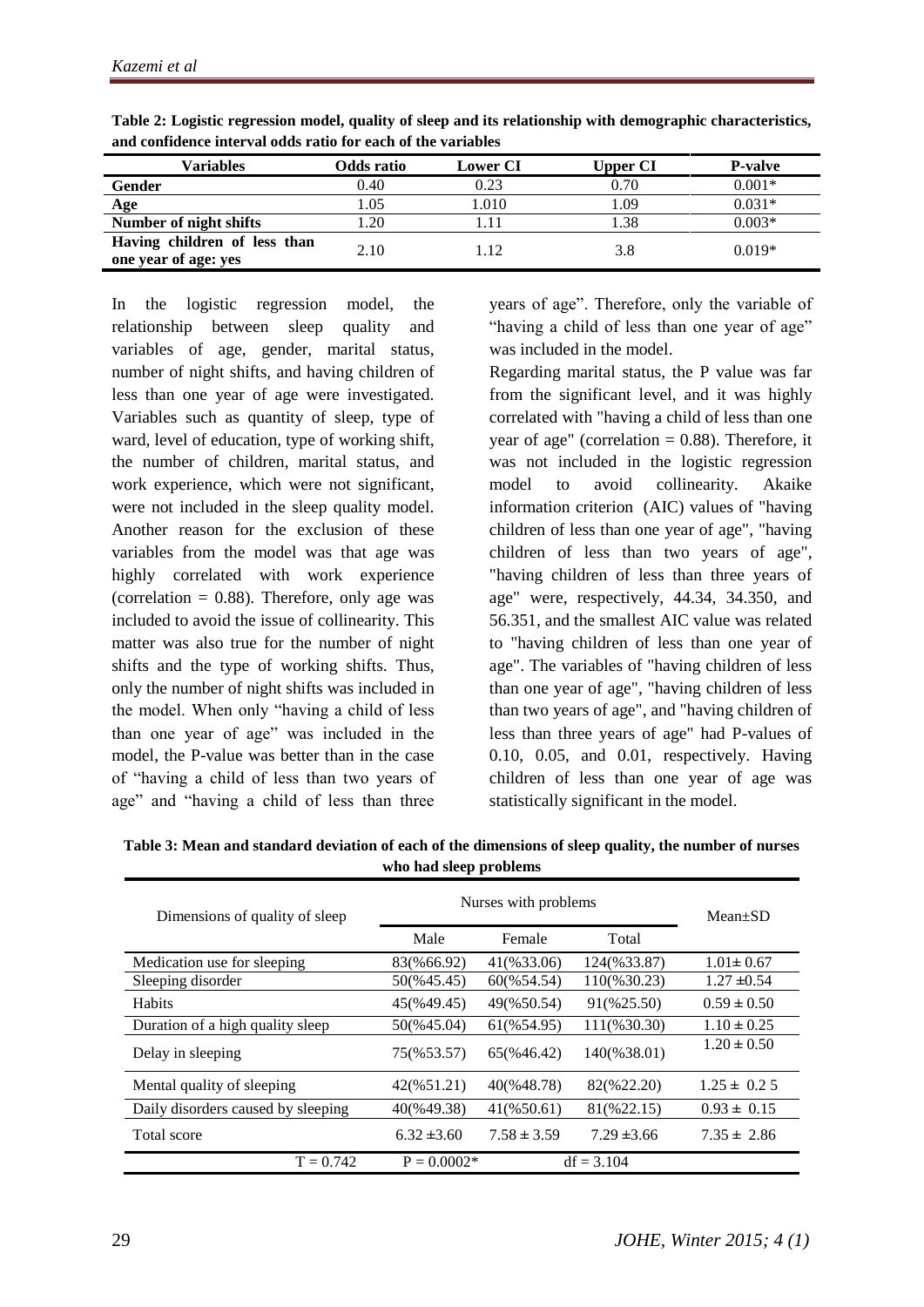**Table 2: Logistic regression model, quality of sleep and its relationship with demographic characteristics, and confidence interval odds ratio for each of the variables**

| Variables | Odds ratio | Lower CI | Upper CI | P-valve |
|---|---|---|---|---|
| **Gender** | 0.40 | 0.23 | 0.70 | 0.001* |
| **Age** | 1.05 | 1.010 | 1.09 | 0.031* |
| **Number of night shifts** | 1.20 | 1.11 | 1.38 | 0.003* |
| **Having children of less than one year of age: yes** | 2.10 | 1.12 | 3.8 | 0.019* |

In the logistic regression model, the relationship between sleep quality and variables of age, gender, marital status, number of night shifts, and having children of less than one year of age were investigated. Variables such as quantity of sleep, type of ward, level of education, type of working shift, the number of children, marital status, and work experience, which were not significant, were not included in the sleep quality model. Another reason for the exclusion of these variables from the model was that age was highly correlated with work experience (correlation = 0.88). Therefore, only age was included to avoid the issue of collinearity. This matter was also true for the number of night shifts and the type of working shifts. Thus, only the number of night shifts was included in the model. When only "having a child of less than one year of age" was included in the model, the P-value was better than in the case of "having a child of less than two years of age" and "having a child of less than three years of age". Therefore, only the variable of "having a child of less than one year of age" was included in the model.

Regarding marital status, the P value was far from the significant level, and it was highly correlated with "having a child of less than one year of age" (correlation = 0.88). Therefore, it was not included in the logistic regression model to avoid collinearity. Akaike information criterion (AIC) values of "having children of less than one year of age", "having children of less than two years of age", "having children of less than three years of age" were, respectively, 44.34, 34.350, and 56.351, and the smallest AIC value was related to "having children of less than one year of age". The variables of "having children of less than one year of age", "having children of less than two years of age", and "having children of less than three years of age" had P-values of 0.10, 0.05, and 0.01, respectively. Having children of less than one year of age was statistically significant in the model.

**Table 3: Mean and standard deviation of each of the dimensions of sleep quality, the number of nurses who had sleep problems**

| Dimensions of quality of sleep | Nurses with problems | | | Mean±SD |
|---|---|---|---|---|
| | Male | Female | Total | |
| Medication use for sleeping | 83(%66.92) | 41(%33.06) | 124(%33.87) | 1.01± 0.67 |
| Sleeping disorder | 50(%45.45) | 60(%54.54) | 110(%30.23) | 1.27 ±0.54 |
| Habits | 45(%49.45) | 49(%50.54) | 91(%25.50) | 0.59 ± 0.50 |
| Duration of a high quality sleep | 50(%45.04) | 61(%54.95) | 111(%30.30) | 1.10 ± 0.25 |
| Delay in sleeping | 75(%53.57) | 65(%46.42) | 140(%38.01) | 1.20 ± 0.50 |
| Mental quality of sleeping | 42(%51.21) | 40(%48.78) | 82(%22.20) | 1.25 ± 0.2 5 |
| Daily disorders caused by sleeping | 40(%49.38) | 41(%50.61) | 81(%22.15) | 0.93 ± 0.15 |
| Total score | 6.32 ±3.60 | 7.58 ± 3.59 | 7.29 ±3.66 | 7.35 ± 2.86 |
| T = 0.742 | P = 0.0002* | | df = 3.104 | |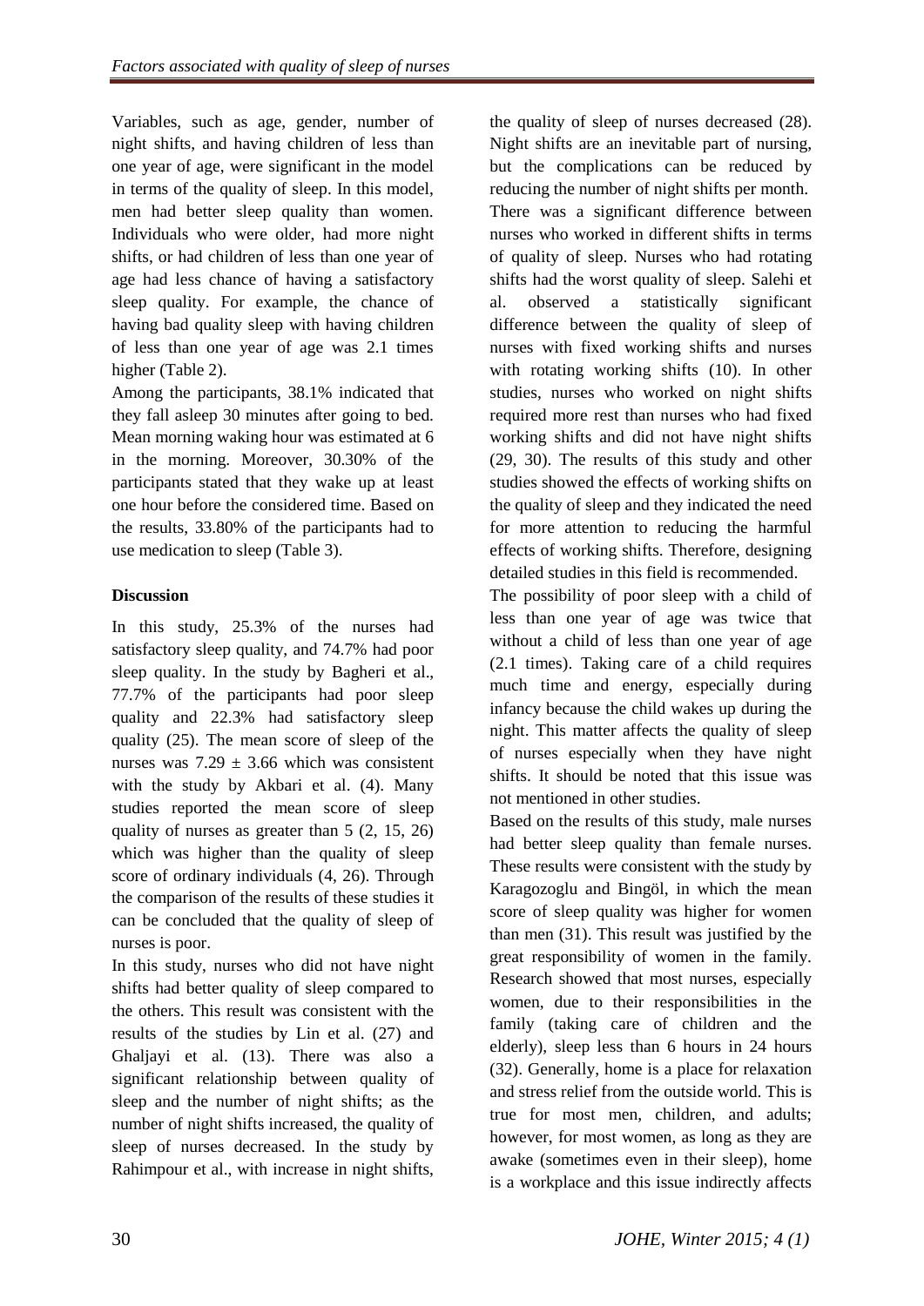Variables, such as age, gender, number of night shifts, and having children of less than one year of age, were significant in the model in terms of the quality of sleep. In this model, men had better sleep quality than women. Individuals who were older, had more night shifts, or had children of less than one year of age had less chance of having a satisfactory sleep quality. For example, the chance of having bad quality sleep with having children of less than one year of age was 2.1 times higher (Table 2).

Among the participants, 38.1% indicated that they fall asleep 30 minutes after going to bed. Mean morning waking hour was estimated at 6 in the morning. Moreover, 30.30% of the participants stated that they wake up at least one hour before the considered time. Based on the results, 33.80% of the participants had to use medication to sleep (Table 3).

## Discussion

In this study, 25.3% of the nurses had satisfactory sleep quality, and 74.7% had poor sleep quality. In the study by Bagheri et al., 77.7% of the participants had poor sleep quality and 22.3% had satisfactory sleep quality (25). The mean score of sleep of the nurses was $7.29 \pm 3.66$ which was consistent with the study by Akbari et al. (4). Many studies reported the mean score of sleep quality of nurses as greater than 5 (2, 15, 26) which was higher than the quality of sleep score of ordinary individuals (4, 26). Through the comparison of the results of these studies it can be concluded that the quality of sleep of nurses is poor.

In this study, nurses who did not have night shifts had better quality of sleep compared to the others. This result was consistent with the results of the studies by Lin et al. (27) and Ghaljayi et al. (13). There was also a significant relationship between quality of sleep and the number of night shifts; as the number of night shifts increased, the quality of sleep of nurses decreased. In the study by Rahimpour et al., with increase in night shifts, the quality of sleep of nurses decreased (28). Night shifts are an inevitable part of nursing, but the complications can be reduced by reducing the number of night shifts per month.

There was a significant difference between nurses who worked in different shifts in terms of quality of sleep. Nurses who had rotating shifts had the worst quality of sleep. Salehi et al. observed a statistically significant difference between the quality of sleep of nurses with fixed working shifts and nurses with rotating working shifts (10). In other studies, nurses who worked on night shifts required more rest than nurses who had fixed working shifts and did not have night shifts (29, 30). The results of this study and other studies showed the effects of working shifts on the quality of sleep and they indicated the need for more attention to reducing the harmful effects of working shifts. Therefore, designing detailed studies in this field is recommended.

The possibility of poor sleep with a child of less than one year of age was twice that without a child of less than one year of age (2.1 times). Taking care of a child requires much time and energy, especially during infancy because the child wakes up during the night. This matter affects the quality of sleep of nurses especially when they have night shifts. It should be noted that this issue was not mentioned in other studies.

Based on the results of this study, male nurses had better sleep quality than female nurses. These results were consistent with the study by Karagozoglu and Bingöl, in which the mean score of sleep quality was higher for women than men (31). This result was justified by the great responsibility of women in the family. Research showed that most nurses, especially women, due to their responsibilities in the family (taking care of children and the elderly), sleep less than 6 hours in 24 hours (32). Generally, home is a place for relaxation and stress relief from the outside world. This is true for most men, children, and adults; however, for most women, as long as they are awake (sometimes even in their sleep), home is a workplace and this issue indirectly affects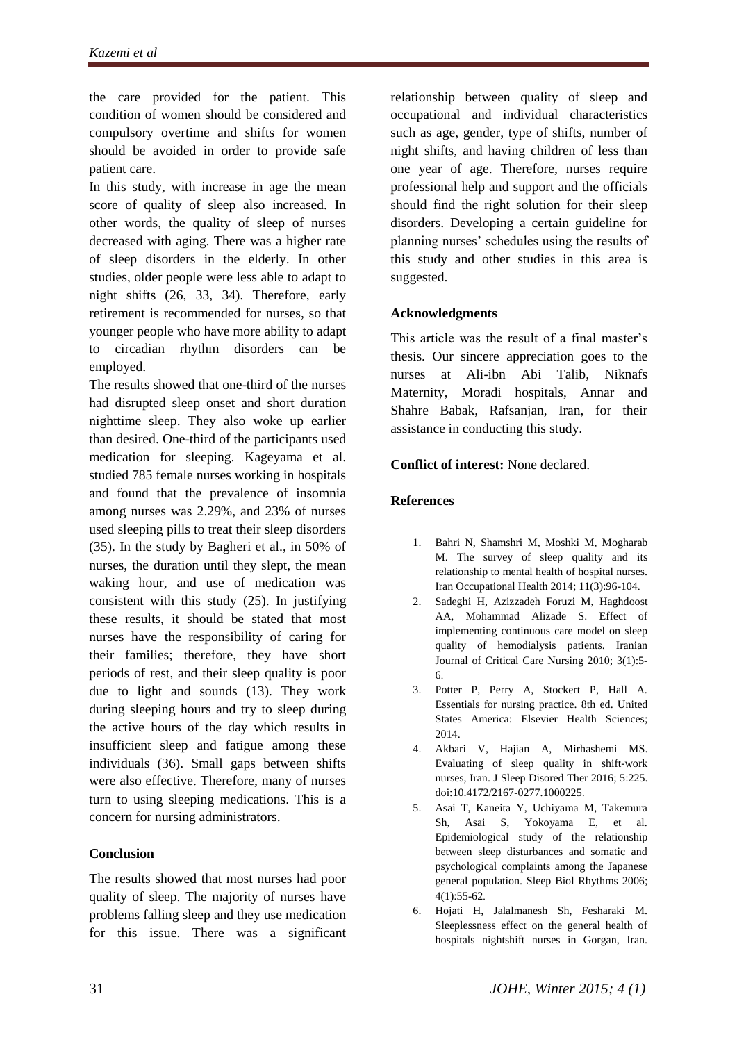the care provided for the patient. This condition of women should be considered and compulsory overtime and shifts for women should be avoided in order to provide safe patient care.

In this study, with increase in age the mean score of quality of sleep also increased. In other words, the quality of sleep of nurses decreased with aging. There was a higher rate of sleep disorders in the elderly. In other studies, older people were less able to adapt to night shifts (26, 33, 34). Therefore, early retirement is recommended for nurses, so that younger people who have more ability to adapt to circadian rhythm disorders can be employed.

The results showed that one-third of the nurses had disrupted sleep onset and short duration nighttime sleep. They also woke up earlier than desired. One-third of the participants used medication for sleeping. Kageyama et al. studied 785 female nurses working in hospitals and found that the prevalence of insomnia among nurses was 2.29%, and 23% of nurses used sleeping pills to treat their sleep disorders (35). In the study by Bagheri et al., in 50% of nurses, the duration until they slept, the mean waking hour, and use of medication was consistent with this study (25). In justifying these results, it should be stated that most nurses have the responsibility of caring for their families; therefore, they have short periods of rest, and their sleep quality is poor due to light and sounds (13). They work during sleeping hours and try to sleep during the active hours of the day which results in insufficient sleep and fatigue among these individuals (36). Small gaps between shifts were also effective. Therefore, many of nurses turn to using sleeping medications. This is a concern for nursing administrators.

## Conclusion

The results showed that most nurses had poor quality of sleep. The majority of nurses have problems falling sleep and they use medication for this issue. There was a significant relationship between quality of sleep and occupational and individual characteristics such as age, gender, type of shifts, number of night shifts, and having children of less than one year of age. Therefore, nurses require professional help and support and the officials should find the right solution for their sleep disorders. Developing a certain guideline for planning nurses' schedules using the results of this study and other studies in this area is suggested.

## Acknowledgments

This article was the result of a final master's thesis. Our sincere appreciation goes to the nurses at Ali-ibn Abi Talib, Niknafs Maternity, Moradi hospitals, Annar and Shahre Babak, Rafsanjan, Iran, for their assistance in conducting this study.

**Conflict of interest:** None declared.

## References

1. Bahri N, Shamshri M, Moshki M, Mogharab M. The survey of sleep quality and its relationship to mental health of hospital nurses. Iran Occupational Health 2014; 11(3):96-104.
2. Sadeghi H, Azizzadeh Foruzi M, Haghdoost AA, Mohammad Alizade S. Effect of implementing continuous care model on sleep quality of hemodialysis patients. Iranian Journal of Critical Care Nursing 2010; 3(1):5-6.
3. Potter P, Perry A, Stockert P, Hall A. Essentials for nursing practice. 8th ed. United States America: Elsevier Health Sciences; 2014.
4. Akbari V, Hajian A, Mirhashemi MS. Evaluating of sleep quality in shift-work nurses, Iran. J Sleep Disord Ther 2016; 5:225. doi:10.4172/2167-0277.1000225.
5. Asai T, Kaneita Y, Uchiyama M, Takemura Sh, Asai S, Yokoyama E, et al. Epidemiological study of the relationship between sleep disturbances and somatic and psychological complaints among the Japanese general population. Sleep Biol Rhythms 2006; 4(1):55-62.
6. Hojati H, Jalalmanesh Sh, Fesharaki M. Sleeplessness effect on the general health of hospitals nightshift nurses in Gorgan, Iran.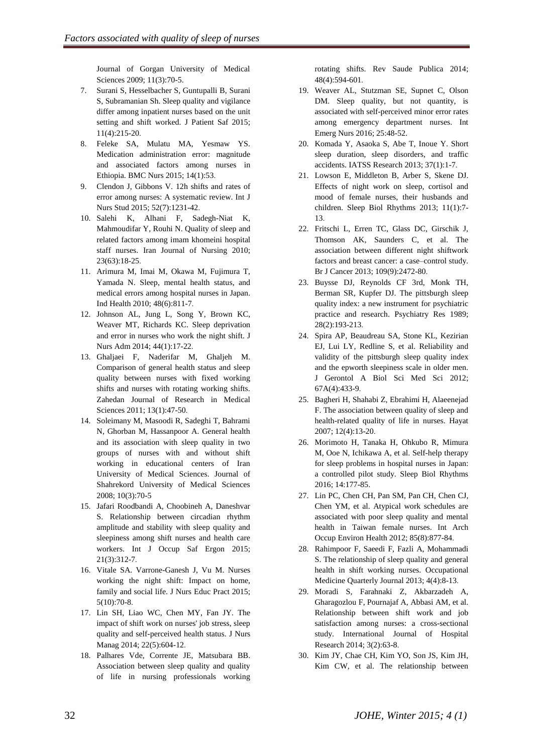Journal of Gorgan University of Medical Sciences 2009; 11(3):70-5.

7. Surani S, Hesselbacher S, Guntupalli B, Surani S, Subramanian Sh. Sleep quality and vigilance differ among inpatient nurses based on the unit setting and shift worked. J Patient Saf 2015; 11(4):215-20.
8. Feleke SA, Mulatu MA, Yesmaw YS. Medication administration error: magnitude and associated factors among nurses in Ethiopia. BMC Nurs 2015; 14(1):53.
9. Clendon J, Gibbons V. 12h shifts and rates of error among nurses: A systematic review. Int J Nurs Stud 2015; 52(7):1231-42.
10. Salehi K, Alhani F, Sadegh-Niat K, Mahmoudifar Y, Rouhi N. Quality of sleep and related factors among imam khomeini hospital staff nurses. Iran Journal of Nursing 2010; 23(63):18-25.
11. Arimura M, Imai M, Okawa M, Fujimura T, Yamada N. Sleep, mental health status, and medical errors among hospital nurses in Japan. Ind Health 2010; 48(6):811-7.
12. Johnson AL, Jung L, Song Y, Brown KC, Weaver MT, Richards KC. Sleep deprivation and error in nurses who work the night shift. J Nurs Adm 2014; 44(1):17-22.
13. Ghaljaei F, Naderifar M, Ghaljeh M. Comparison of general health status and sleep quality between nurses with fixed working shifts and nurses with rotating working shifts. Zahedan Journal of Research in Medical Sciences 2011; 13(1):47-50.
14. Soleimany M, Masoodi R, Sadeghi T, Bahrami N, Ghorban M, Hassanpoor A. General health and its association with sleep quality in two groups of nurses with and without shift working in educational centers of Iran University of Medical Sciences. Journal of Shahrekord University of Medical Sciences 2008; 10(3):70-5
15. Jafari Roodbandi A, Choobineh A, Daneshvar S. Relationship between circadian rhythm amplitude and stability with sleep quality and sleepiness among shift nurses and health care workers. Int J Occup Saf Ergon 2015; 21(3):312-7.
16. Vitale SA. Varrone-Ganesh J, Vu M. Nurses working the night shift: Impact on home, family and social life. J Nurs Educ Pract 2015; 5(10):70-8.
17. Lin SH, Liao WC, Chen MY, Fan JY. The impact of shift work on nurses' job stress, sleep quality and self-perceived health status. J Nurs Manag 2014; 22(5):604-12.
18. Palhares Vde, Corrente JE, Matsubara BB. Association between sleep quality and quality of life in nursing professionals working rotating shifts. Rev Saude Publica 2014; 48(4):594-601.
19. Weaver AL, Stutzman SE, Supnet C, Olson DM. Sleep quality, but not quantity, is associated with self-perceived minor error rates among emergency department nurses. Int Emerg Nurs 2016; 25:48-52.
20. Komada Y, Asaoka S, Abe T, Inoue Y. Short sleep duration, sleep disorders, and traffic accidents. IATSS Research 2013; 37(1):1-7.
21. Lowson E, Middleton B, Arber S, Skene DJ. Effects of night work on sleep, cortisol and mood of female nurses, their husbands and children. Sleep Biol Rhythms 2013; 11(1):7-13.
22. Fritschi L, Erren TC, Glass DC, Girschik J, Thomson AK, Saunders C, et al. The association between different night shiftwork factors and breast cancer: a case–control study. Br J Cancer 2013; 109(9):2472-80.
23. Buysse DJ, Reynolds CF 3rd, Monk TH, Berman SR, Kupfer DJ. The pittsburgh sleep quality index: a new instrument for psychiatric practice and research. Psychiatry Res 1989; 28(2):193-213.
24. Spira AP, Beaudreau SA, Stone KL, Kezirian EJ, Lui LY, Redline S, et al. Reliability and validity of the pittsburgh sleep quality index and the epworth sleepiness scale in older men. J Gerontol A Biol Sci Med Sci 2012; 67A(4):433-9.
25. Bagheri H, Shahabi Z, Ebrahimi H, Alaeenejad F. The association between quality of sleep and health-related quality of life in nurses. Hayat 2007; 12(4):13-20.
26. Morimoto H, Tanaka H, Ohkubo R, Mimura M, Ooe N, Ichikawa A, et al. Self-help therapy for sleep problems in hospital nurses in Japan: a controlled pilot study. Sleep Biol Rhythms 2016; 14:177-85.
27. Lin PC, Chen CH, Pan SM, Pan CH, Chen CJ, Chen YM, et al. Atypical work schedules are associated with poor sleep quality and mental health in Taiwan female nurses. Int Arch Occup Environ Health 2012; 85(8):877-84.
28. Rahimpoor F, Saeedi F, Fazli A, Mohammadi S. The relationship of sleep quality and general health in shift working nurses. Occupational Medicine Quarterly Journal 2013; 4(4):8-13.
29. Moradi S, Farahnaki Z, Akbarzadeh A, Gharagozlou F, Pournajaf A, Abbasi AM, et al. Relationship between shift work and job satisfaction among nurses: a cross-sectional study. International Journal of Hospital Research 2014; 3(2):63-8.
30. Kim JY, Chae CH, Kim YO, Son JS, Kim JH, Kim CW, et al. The relationship between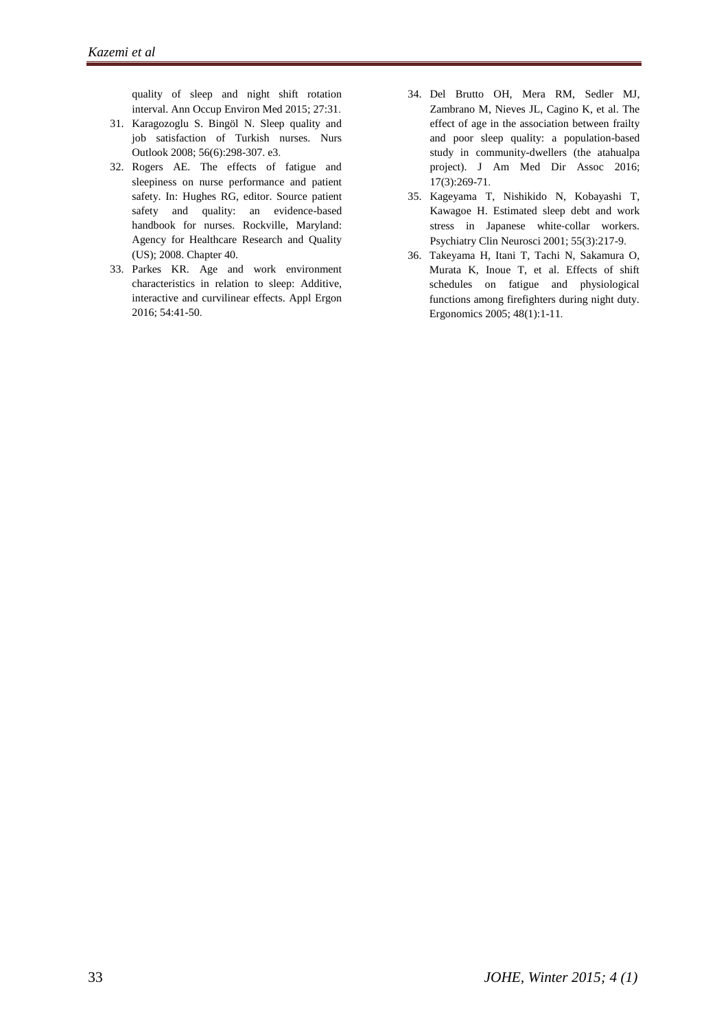quality of sleep and night shift rotation interval. Ann Occup Environ Med 2015; 27:31.

31. Karagozoglu S. Bingöl N. Sleep quality and job satisfaction of Turkish nurses. Nurs Outlook 2008; 56(6):298-307. e3.
32. Rogers AE. The effects of fatigue and sleepiness on nurse performance and patient safety. In: Hughes RG, editor. Source patient safety and quality: an evidence-based handbook for nurses. Rockville, Maryland: Agency for Healthcare Research and Quality (US); 2008. Chapter 40.
33. Parkes KR. Age and work environment characteristics in relation to sleep: Additive, interactive and curvilinear effects. Appl Ergon 2016; 54:41-50.
34. Del Brutto OH, Mera RM, Sedler MJ, Zambrano M, Nieves JL, Cagino K, et al. The effect of age in the association between frailty and poor sleep quality: a population-based study in community-dwellers (the atahualpa project). J Am Med Dir Assoc 2016; 17(3):269-71.
35. Kageyama T, Nishikido N, Kobayashi T, Kawagoe H. Estimated sleep debt and work stress in Japanese white-collar workers. Psychiatry Clin Neurosci 2001; 55(3):217-9.
36. Takeyama H, Itani T, Tachi N, Sakamura O, Murata K, Inoue T, et al. Effects of shift schedules on fatigue and physiological functions among firefighters during night duty. Ergonomics 2005; 48(1):1-11.